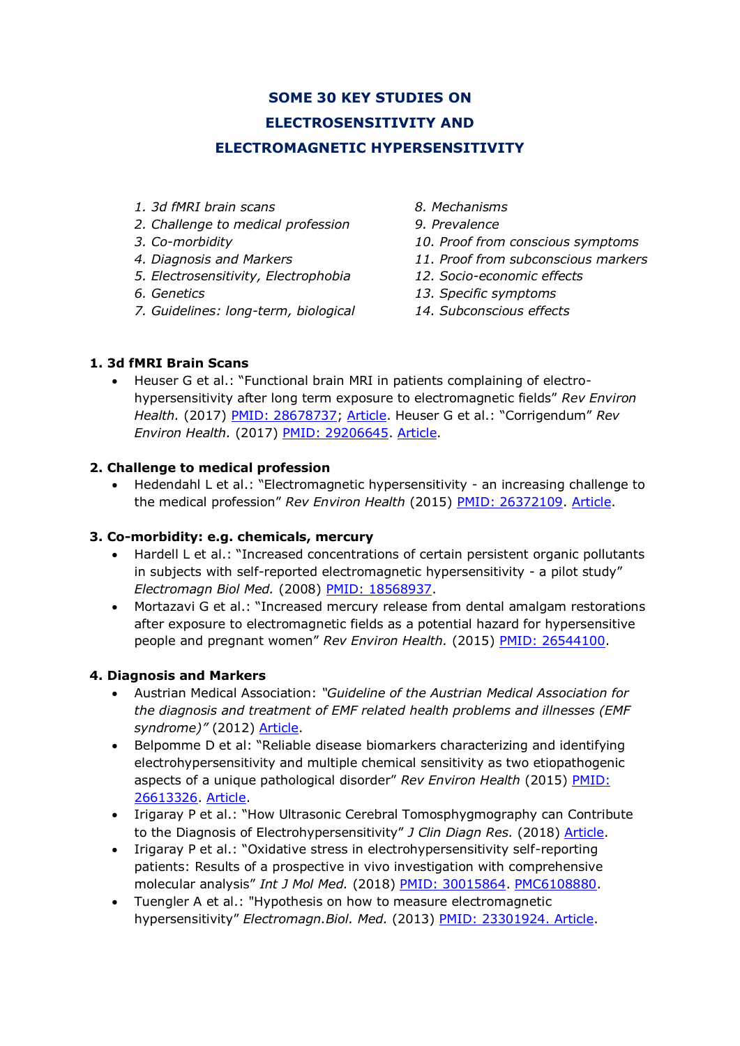# SOME 30 KEY STUDIES ON ELECTROSENSITIVITY AND ELECTROMAGNETIC HYPERSENSITIVITY

1. *3d fMRI brain scans*
2. *Challenge to medical profession*
3. *Co-morbidity*
4. *Diagnosis and Markers*
5. *Electrosensitivity, Electrophobia*
6. *Genetics*
7. *Guidelines: long-term, biological*
8. *Mechanisms*
9. *Prevalence*
10. *Proof from conscious symptoms*
11. *Proof from subconscious markers*
12. *Socio-economic effects*
13. *Specific symptoms*
14. *Subconscious effects*

## 1. 3d fMRI Brain Scans

- Heuser G et al.: "Functional brain MRI in patients complaining of electrohypersensitivity after long term exposure to electromagnetic fields" *Rev Environ Health.* (2017) PMID: 28678737; Article. Heuser G et al.: "Corrigendum" *Rev Environ Health.* (2017) PMID: 29206645. Article.

## 2. Challenge to medical profession

- Hedendahl L et al.: "Electromagnetic hypersensitivity - an increasing challenge to the medical profession" *Rev Environ Health* (2015) PMID: 26372109. Article.

## 3. Co-morbidity: e.g. chemicals, mercury

- Hardell L et al.: "Increased concentrations of certain persistent organic pollutants in subjects with self-reported electromagnetic hypersensitivity - a pilot study" *Electromagn Biol Med.* (2008) PMID: 18568937.
- Mortazavi G et al.: "Increased mercury release from dental amalgam restorations after exposure to electromagnetic fields as a potential hazard for hypersensitive people and pregnant women" *Rev Environ Health.* (2015) PMID: 26544100.

## 4. Diagnosis and Markers

- Austrian Medical Association: *"Guideline of the Austrian Medical Association for the diagnosis and treatment of EMF related health problems and illnesses (EMF syndrome)"* (2012) Article.
- Belpomme D et al: "Reliable disease biomarkers characterizing and identifying electrohypersensitivity and multiple chemical sensitivity as two etiopathogenic aspects of a unique pathological disorder" *Rev Environ Health* (2015) PMID: 26613326. Article.
- Irigaray P et al.: "How Ultrasonic Cerebral Tomosphygmography can Contribute to the Diagnosis of Electrohypersensitivity" *J Clin Diagn Res.* (2018) Article.
- Irigaray P et al.: "Oxidative stress in electrohypersensitivity self-reporting patients: Results of a prospective in vivo investigation with comprehensive molecular analysis" *Int J Mol Med.* (2018) PMID: 30015864. PMC6108880.
- Tuengler A et al.: "Hypothesis on how to measure electromagnetic hypersensitivity" *Electromagn.Biol. Med.* (2013) PMID: 23301924. Article.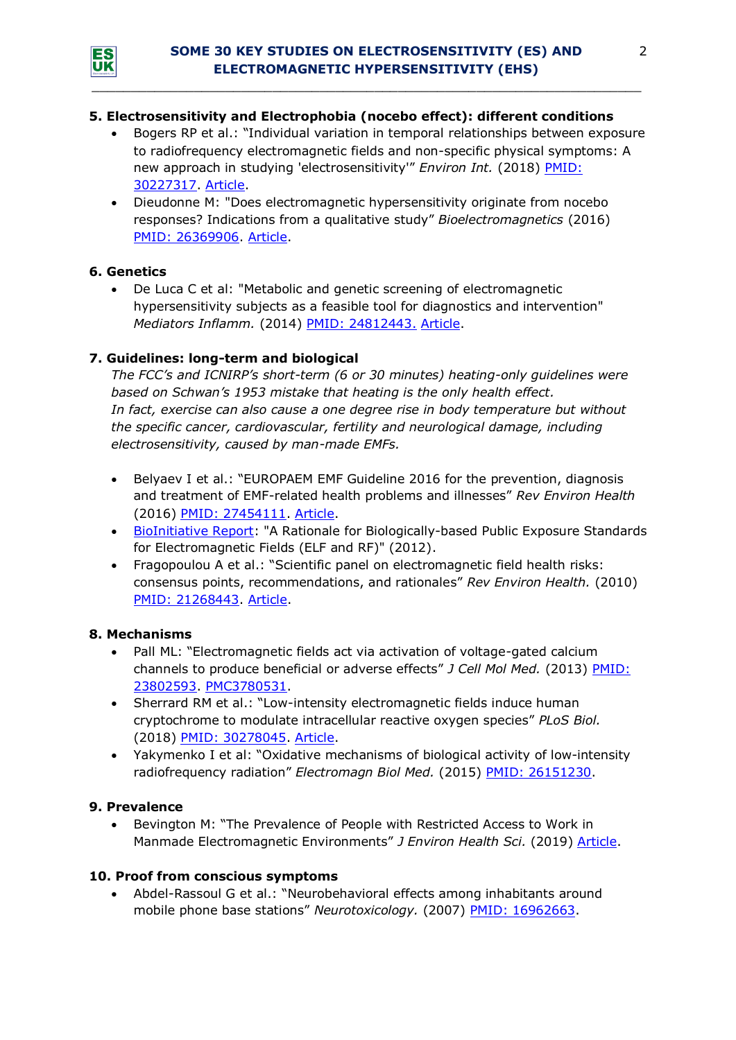### 5. Electrosensitivity and Electrophobia (nocebo effect): different conditions

- Bogers RP et al.: "Individual variation in temporal relationships between exposure to radiofrequency electromagnetic fields and non-specific physical symptoms: A new approach in studying 'electrosensitivity'" *Environ Int.* (2018) PMID: 30227317. Article.
- Dieudonne M: "Does electromagnetic hypersensitivity originate from nocebo responses? Indications from a qualitative study" *Bioelectromagnetics* (2016) PMID: 26369906. Article.

### 6. Genetics

- De Luca C et al: "Metabolic and genetic screening of electromagnetic hypersensitivity subjects as a feasible tool for diagnostics and intervention" *Mediators Inflamm.* (2014) PMID: 24812443. Article.

### 7. Guidelines: long-term and biological

*The FCC's and ICNIRP's short-term (6 or 30 minutes) heating-only guidelines were based on Schwan's 1953 mistake that heating is the only health effect.*
*In fact, exercise can also cause a one degree rise in body temperature but without the specific cancer, cardiovascular, fertility and neurological damage, including electrosensitivity, caused by man-made EMFs.*

- Belyaev I et al.: "EUROPAEM EMF Guideline 2016 for the prevention, diagnosis and treatment of EMF-related health problems and illnesses" *Rev Environ Health* (2016) PMID: 27454111. Article.
- BioInitiative Report: "A Rationale for Biologically-based Public Exposure Standards for Electromagnetic Fields (ELF and RF)" (2012).
- Fragopoulou A et al.: "Scientific panel on electromagnetic field health risks: consensus points, recommendations, and rationales" *Rev Environ Health.* (2010) PMID: 21268443. Article.

### 8. Mechanisms

- Pall ML: "Electromagnetic fields act via activation of voltage-gated calcium channels to produce beneficial or adverse effects" *J Cell Mol Med.* (2013) PMID: 23802593. PMC3780531.
- Sherrard RM et al.: "Low-intensity electromagnetic fields induce human cryptochrome to modulate intracellular reactive oxygen species" *PLoS Biol.* (2018) PMID: 30278045. Article.
- Yakymenko I et al: "Oxidative mechanisms of biological activity of low-intensity radiofrequency radiation" *Electromagn Biol Med.* (2015) PMID: 26151230.

### 9. Prevalence

- Bevington M: "The Prevalence of People with Restricted Access to Work in Manmade Electromagnetic Environments" *J Environ Health Sci.* (2019) Article.

### 10. Proof from conscious symptoms

- Abdel-Rassoul G et al.: "Neurobehavioral effects among inhabitants around mobile phone base stations" *Neurotoxicology.* (2007) PMID: 16962663.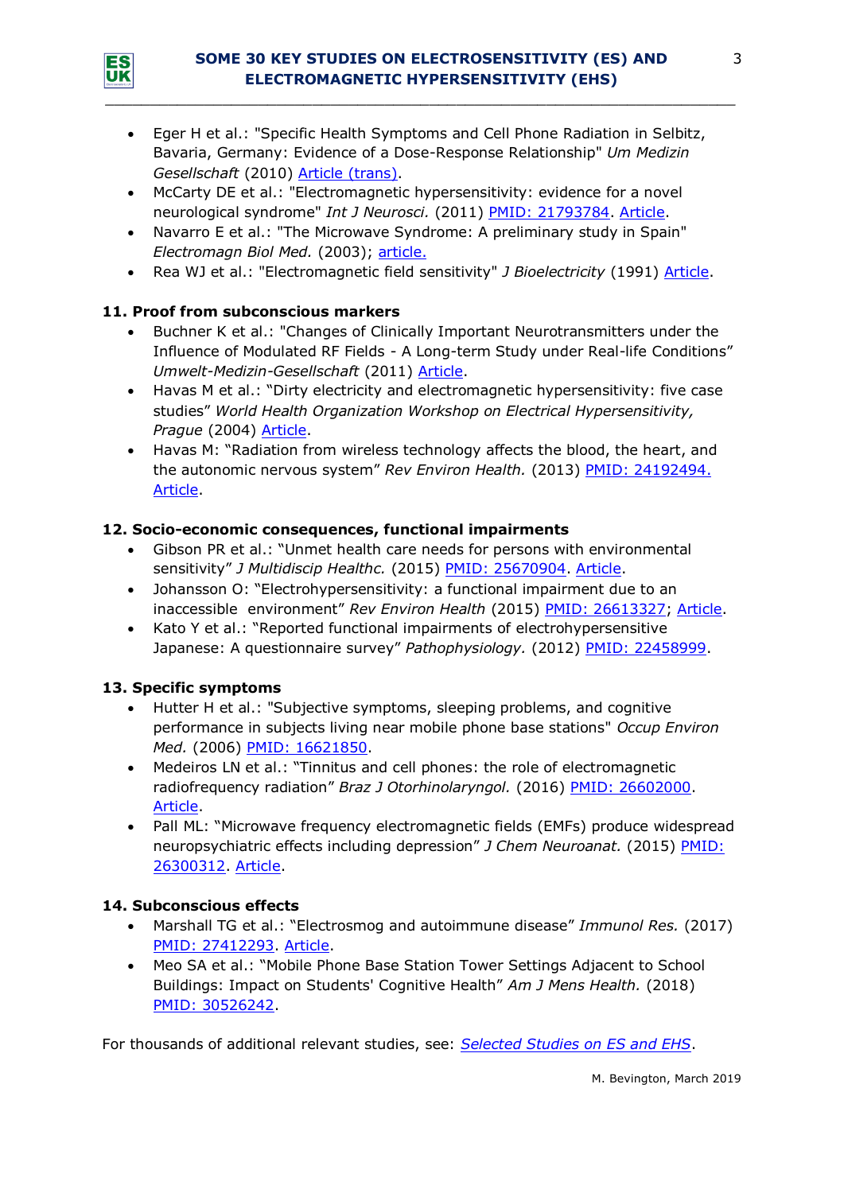- Eger H et al.: "Specific Health Symptoms and Cell Phone Radiation in Selbitz, Bavaria, Germany: Evidence of a Dose-Response Relationship" *Um Medizin Gesellschaft* (2010) Article (trans).
- McCarty DE et al.: "Electromagnetic hypersensitivity: evidence for a novel neurological syndrome" *Int J Neurosci.* (2011) PMID: 21793784. Article.
- Navarro E et al.: "The Microwave Syndrome: A preliminary study in Spain" *Electromagn Biol Med.* (2003); article.
- Rea WJ et al.: "Electromagnetic field sensitivity" *J Bioelectricity* (1991) Article.

**11. Proof from subconscious markers**

- Buchner K et al.: "Changes of Clinically Important Neurotransmitters under the Influence of Modulated RF Fields - A Long-term Study under Real-life Conditions" *Umwelt-Medizin-Gesellschaft* (2011) Article.
- Havas M et al.: "Dirty electricity and electromagnetic hypersensitivity: five case studies" *World Health Organization Workshop on Electrical Hypersensitivity, Prague* (2004) Article.
- Havas M: "Radiation from wireless technology affects the blood, the heart, and the autonomic nervous system" *Rev Environ Health.* (2013) PMID: 24192494. Article.

**12. Socio-economic consequences, functional impairments**

- Gibson PR et al.: "Unmet health care needs for persons with environmental sensitivity" *J Multidiscip Healthc.* (2015) PMID: 25670904. Article.
- Johansson O: "Electrohypersensitivity: a functional impairment due to an inaccessible environment" *Rev Environ Health* (2015) PMID: 26613327; Article.
- Kato Y et al.: "Reported functional impairments of electrohypersensitive Japanese: A questionnaire survey" *Pathophysiology.* (2012) PMID: 22458999.

**13. Specific symptoms**

- Hutter H et al.: "Subjective symptoms, sleeping problems, and cognitive performance in subjects living near mobile phone base stations" *Occup Environ Med.* (2006) PMID: 16621850.
- Medeiros LN et al.: "Tinnitus and cell phones: the role of electromagnetic radiofrequency radiation" *Braz J Otorhinolaryngol.* (2016) PMID: 26602000. Article.
- Pall ML: "Microwave frequency electromagnetic fields (EMFs) produce widespread neuropsychiatric effects including depression" *J Chem Neuroanat.* (2015) PMID: 26300312. Article.

**14. Subconscious effects**

- Marshall TG et al.: "Electrosmog and autoimmune disease" *Immunol Res.* (2017) PMID: 27412293. Article.
- Meo SA et al.: "Mobile Phone Base Station Tower Settings Adjacent to School Buildings: Impact on Students' Cognitive Health" *Am J Mens Health.* (2018) PMID: 30526242.

For thousands of additional relevant studies, see: *Selected Studies on ES and EHS*.

M. Bevington, March 2019